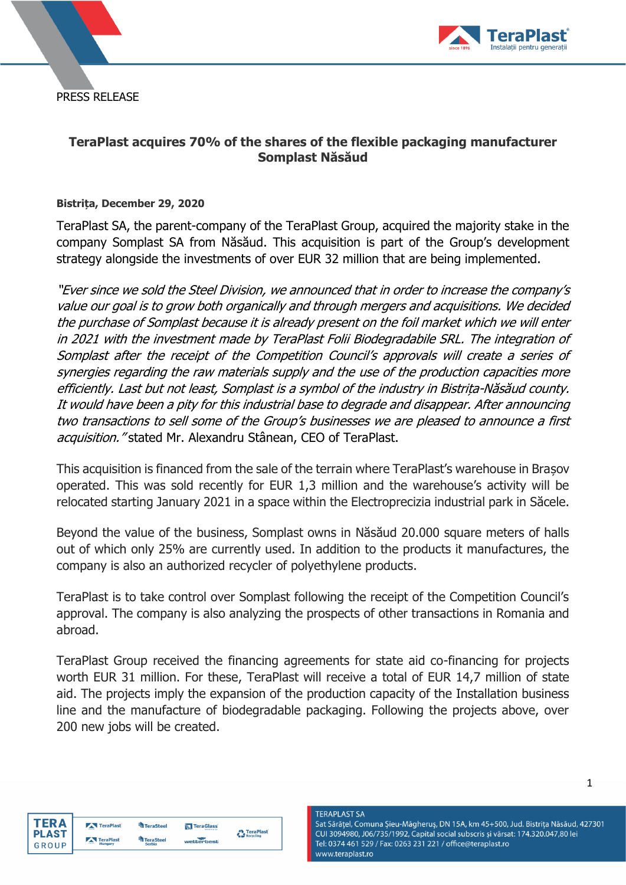PRESS RELEASE

## TeraPlast acquires 70% of the shares of the flexible packaging manufacturer Somplast Năsăud

**Bistrița, December 29, 2020**

TeraPlast SA, the parent-company of the TeraPlast Group, acquired the majority stake in the company Somplast SA from Năsăud. This acquisition is part of the Group's development strategy alongside the investments of over EUR 32 million that are being implemented.

*"Ever since we sold the Steel Division, we announced that in order to increase the company's value our goal is to grow both organically and through mergers and acquisitions. We decided the purchase of Somplast because it is already present on the foil market which we will enter in 2021 with the investment made by TeraPlast Folii Biodegradabile SRL. The integration of Somplast after the receipt of the Competition Council's approvals will create a series of synergies regarding the raw materials supply and the use of the production capacities more efficiently. Last but not least, Somplast is a symbol of the industry in Bistrița-Năsăud county. It would have been a pity for this industrial base to degrade and disappear. After announcing two transactions to sell some of the Group's businesses we are pleased to announce a first acquisition."* stated Mr. Alexandru Stânean, CEO of TeraPlast.

This acquisition is financed from the sale of the terrain where TeraPlast's warehouse in Brașov operated. This was sold recently for EUR 1,3 million and the warehouse's activity will be relocated starting January 2021 in a space within the Electroprecizia industrial park in Săcele.

Beyond the value of the business, Somplast owns in Năsăud 20.000 square meters of halls out of which only 25% are currently used. In addition to the products it manufactures, the company is also an authorized recycler of polyethylene products.

TeraPlast is to take control over Somplast following the receipt of the Competition Council's approval. The company is also analyzing the prospects of other transactions in Romania and abroad.

TeraPlast Group received the financing agreements for state aid co-financing for projects worth EUR 31 million. For these, TeraPlast will receive a total of EUR 14,7 million of state aid. The projects imply the expansion of the production capacity of the Installation business line and the manufacture of biodegradable packaging. Following the projects above, over 200 new jobs will be created.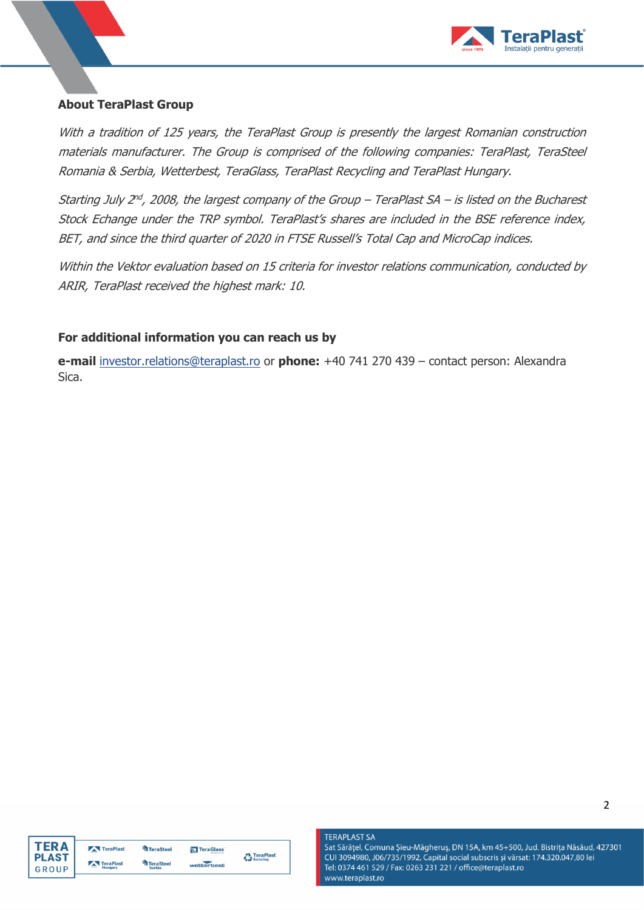## About TeraPlast Group

*With a tradition of 125 years, the TeraPlast Group is presently the largest Romanian construction materials manufacturer. The Group is comprised of the following companies: TeraPlast, TeraSteel Romania & Serbia, Wetterbest, TeraGlass, TeraPlast Recycling and TeraPlast Hungary.*

*Starting July 2nd, 2008, the largest company of the Group – TeraPlast SA – is listed on the Bucharest Stock Echange under the TRP symbol. TeraPlast's shares are included in the BSE reference index, BET, and since the third quarter of 2020 in FTSE Russell's Total Cap and MicroCap indices.*

*Within the Vektor evaluation based on 15 criteria for investor relations communication, conducted by ARIR, TeraPlast received the highest mark: 10.*

### For additional information you can reach us by

**e-mail** investor.relations@teraplast.ro or **phone:** +40 741 270 439 – contact person: Alexandra Sica.